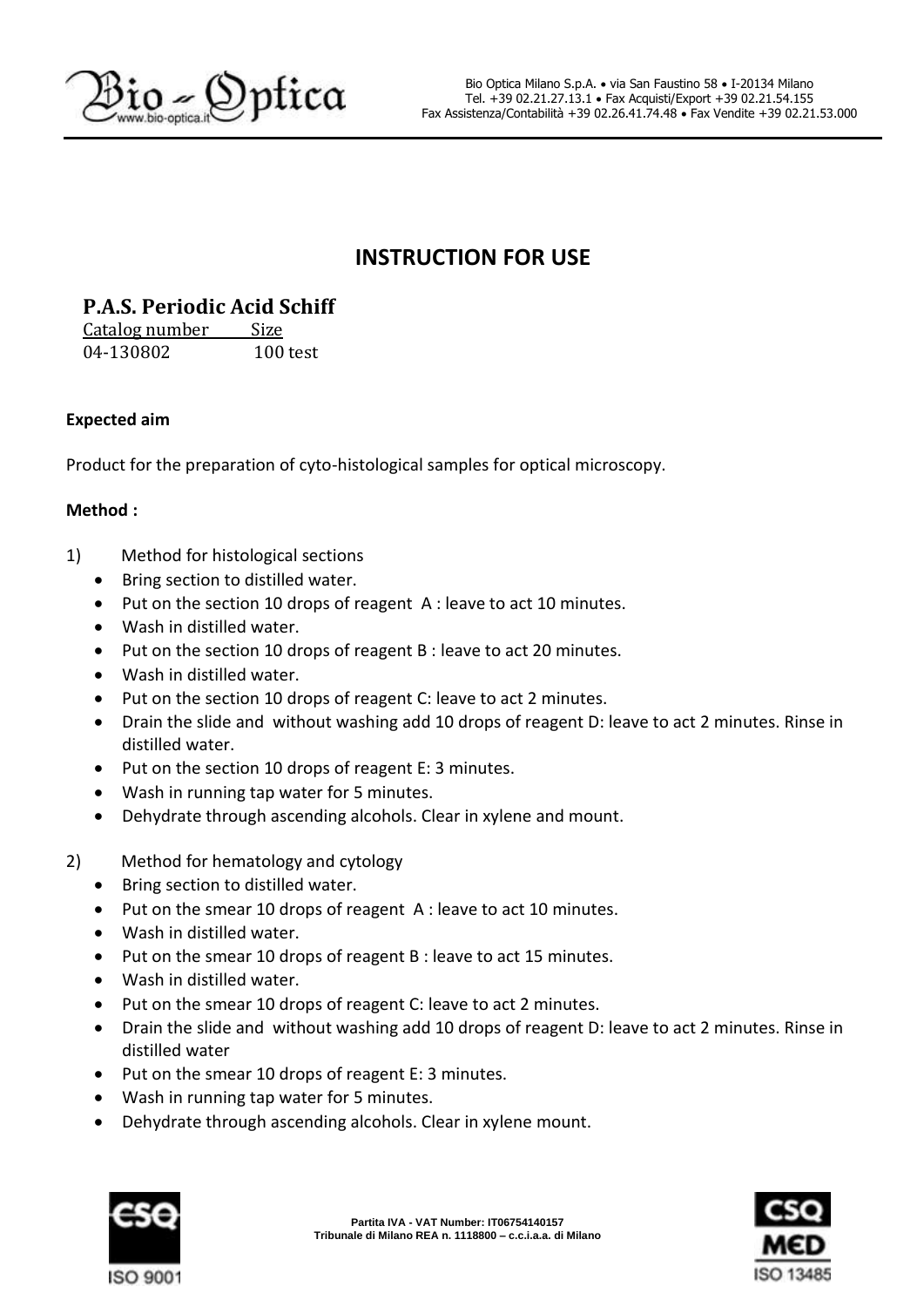# INSTRUCTION FOR USE

## P.A.S. Periodic Acid Schiff

| Catalog number | Size |
|---|---|
| 04-130802 | 100 test |

**Expected aim**

Product for the preparation of cyto-histological samples for optical microscopy.

**Method :**

1) Method for histological sections
   - Bring section to distilled water.
   - Put on the section 10 drops of reagent A : leave to act 10 minutes.
   - Wash in distilled water.
   - Put on the section 10 drops of reagent B : leave to act 20 minutes.
   - Wash in distilled water.
   - Put on the section 10 drops of reagent C: leave to act 2 minutes.
   - Drain the slide and without washing add 10 drops of reagent D: leave to act 2 minutes. Rinse in distilled water.
   - Put on the section 10 drops of reagent E: 3 minutes.
   - Wash in running tap water for 5 minutes.
   - Dehydrate through ascending alcohols. Clear in xylene and mount.

2) Method for hematology and cytology
   - Bring section to distilled water.
   - Put on the smear 10 drops of reagent A : leave to act 10 minutes.
   - Wash in distilled water.
   - Put on the smear 10 drops of reagent B : leave to act 15 minutes.
   - Wash in distilled water.
   - Put on the smear 10 drops of reagent C: leave to act 2 minutes.
   - Drain the slide and without washing add 10 drops of reagent D: leave to act 2 minutes. Rinse in distilled water
   - Put on the smear 10 drops of reagent E: 3 minutes.
   - Wash in running tap water for 5 minutes.
   - Dehydrate through ascending alcohols. Clear in xylene mount.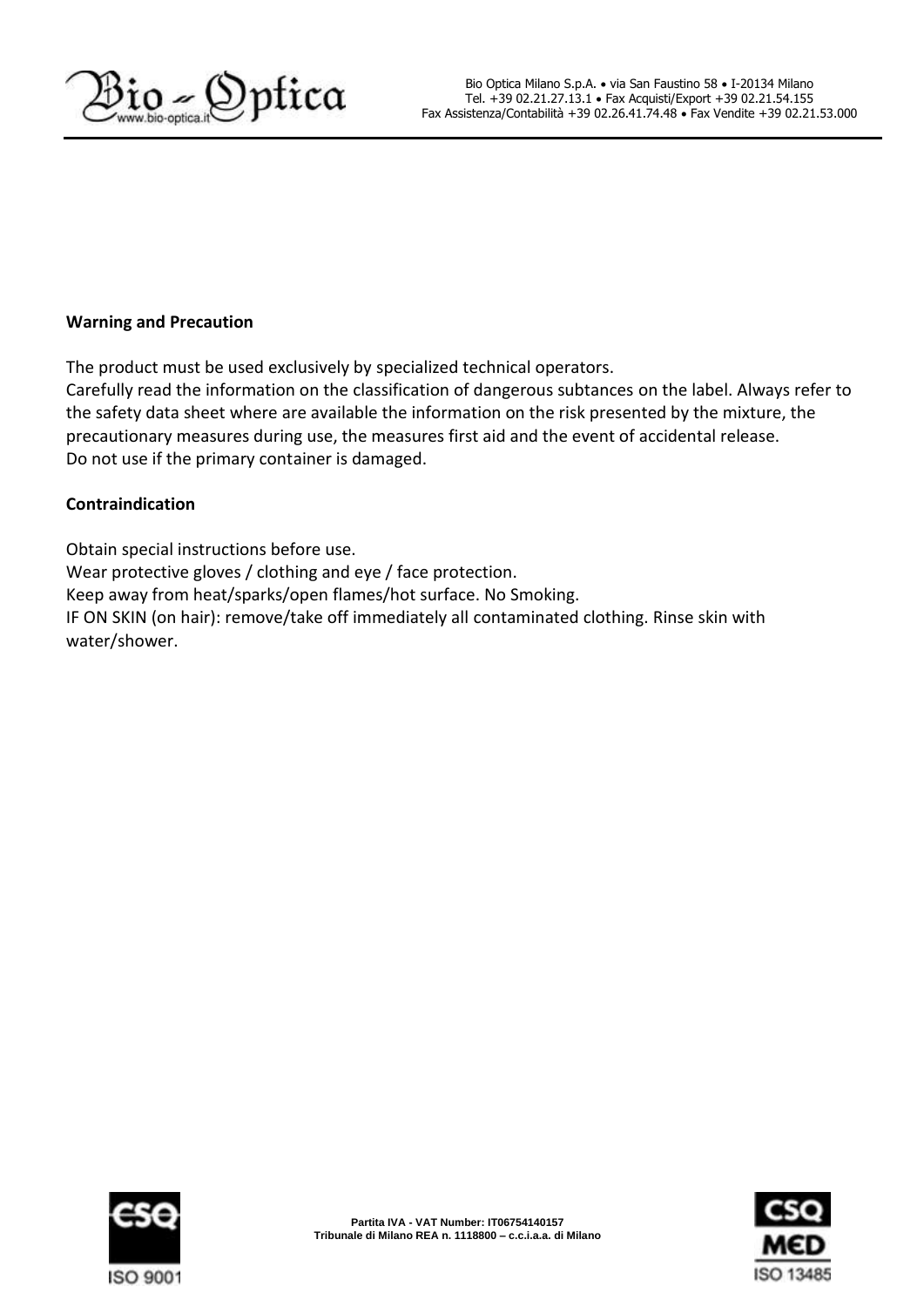**Warning and Precaution**

The product must be used exclusively by specialized technical operators.
Carefully read the information on the classification of dangerous subtances on the label. Always refer to the safety data sheet where are available the information on the risk presented by the mixture, the precautionary measures during use, the measures first aid and the event of accidental release.
Do not use if the primary container is damaged.

**Contraindication**

Obtain special instructions before use.
Wear protective gloves / clothing and eye / face protection.
Keep away from heat/sparks/open flames/hot surface. No Smoking.
IF ON SKIN (on hair): remove/take off immediately all contaminated clothing. Rinse skin with water/shower.